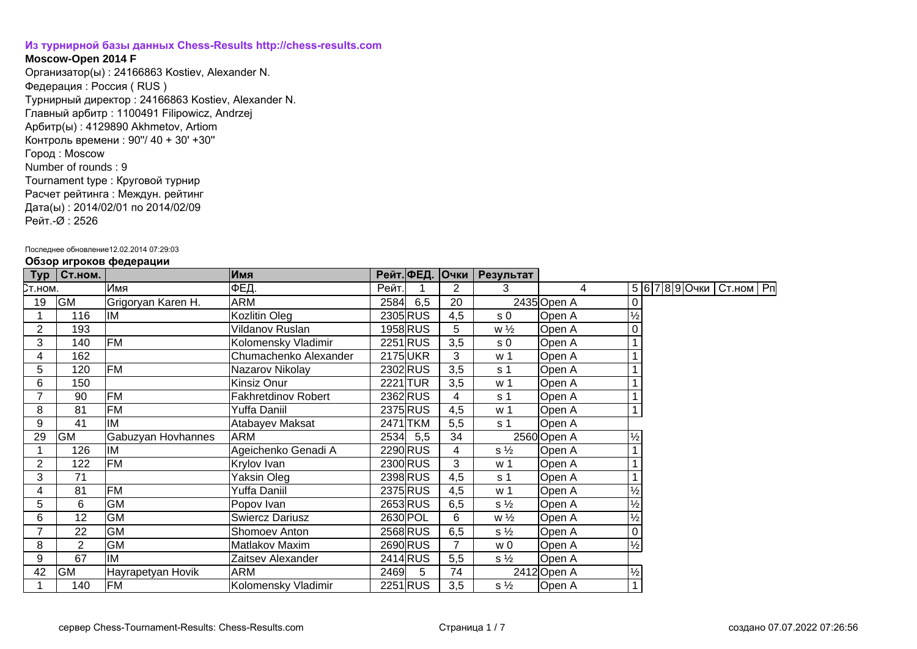**Из турнирной базы данных Chess-Results http://chess-results.com**

**Moscow-Open 2014 F**

Организатор(ы) : 24166863 Kostiev, Alexander N.
Федерация : Россия ( RUS )
Турнирный директор : 24166863 Kostiev, Alexander N.
Главный арбитр : 1100491 Filipowicz, Andrzej
Арбитр(ы) : 4129890 Akhmetov, Artiom
Контроль времени : 90''/ 40 + 30' +30''
Город : Moscow
Number of rounds : 9
Tournament type : Круговой турнир
Расчет рейтинга : Междун. рейтинг
Дата(ы) : 2014/02/01 по 2014/02/09
Рейт.-Ø : 2526

Последнее обновление12.02.2014 07:29:03

**Обзор игроков федерации**

| Тур | Ст.ном. | | Имя | Рейт. | ФЕД. | Очки | Результат | | |
|---|---|---|---|---|---|---|---|---|---|
| Ст.ном. | | Имя | ФЕД. | Рейт. | 1 | 2 | 3 | 4 | 5 6 7 8 9 Очки Ст.ном Рп |
| 19 | GM | Grigoryan Karen H. | ARM | 2584 | 6,5 | 20 | 2435 | Open A | 0 |
| 1 | 116 | IM | Kozlitin Oleg | 2305 | RUS | 4,5 | s 0 | Open A | ½ |
| 2 | 193 | | Vildanov Ruslan | 1958 | RUS | 5 | w ½ | Open A | 0 |
| 3 | 140 | FM | Kolomensky Vladimir | 2251 | RUS | 3,5 | s 0 | Open A | 1 |
| 4 | 162 | | Chumachenko Alexander | 2175 | UKR | 3 | w 1 | Open A | 1 |
| 5 | 120 | FM | Nazarov Nikolay | 2302 | RUS | 3,5 | s 1 | Open A | 1 |
| 6 | 150 | | Kinsiz Onur | 2221 | TUR | 3,5 | w 1 | Open A | 1 |
| 7 | 90 | FM | Fakhretdinov Robert | 2362 | RUS | 4 | s 1 | Open A | 1 |
| 8 | 81 | FM | Yuffa Daniil | 2375 | RUS | 4,5 | w 1 | Open A | 1 |
| 9 | 41 | IM | Atabayev Maksat | 2471 | TKM | 5,5 | s 1 | Open A | |
| 29 | GM | Gabuzyan Hovhannes | ARM | 2534 | 5,5 | 34 | 2560 | Open A | ½ |
| 1 | 126 | IM | Ageichenko Genadi A | 2290 | RUS | 4 | s ½ | Open A | 1 |
| 2 | 122 | FM | Krylov Ivan | 2300 | RUS | 3 | w 1 | Open A | 1 |
| 3 | 71 | | Yaksin Oleg | 2398 | RUS | 4,5 | s 1 | Open A | 1 |
| 4 | 81 | FM | Yuffa Daniil | 2375 | RUS | 4,5 | w 1 | Open A | ½ |
| 5 | 6 | GM | Popov Ivan | 2653 | RUS | 6,5 | s ½ | Open A | ½ |
| 6 | 12 | GM | Swiercz Dariusz | 2630 | POL | 6 | w ½ | Open A | ½ |
| 7 | 22 | GM | Shomoev Anton | 2568 | RUS | 6,5 | s ½ | Open A | 0 |
| 8 | 2 | GM | Matlakov Maxim | 2690 | RUS | 7 | w 0 | Open A | ½ |
| 9 | 67 | IM | Zaitsev Alexander | 2414 | RUS | 5,5 | s ½ | Open A | |
| 42 | GM | Hayrapetyan Hovik | ARM | 2469 | 5 | 74 | 2412 | Open A | ½ |
| 1 | 140 | FM | Kolomensky Vladimir | 2251 | RUS | 3,5 | s ½ | Open A | 1 |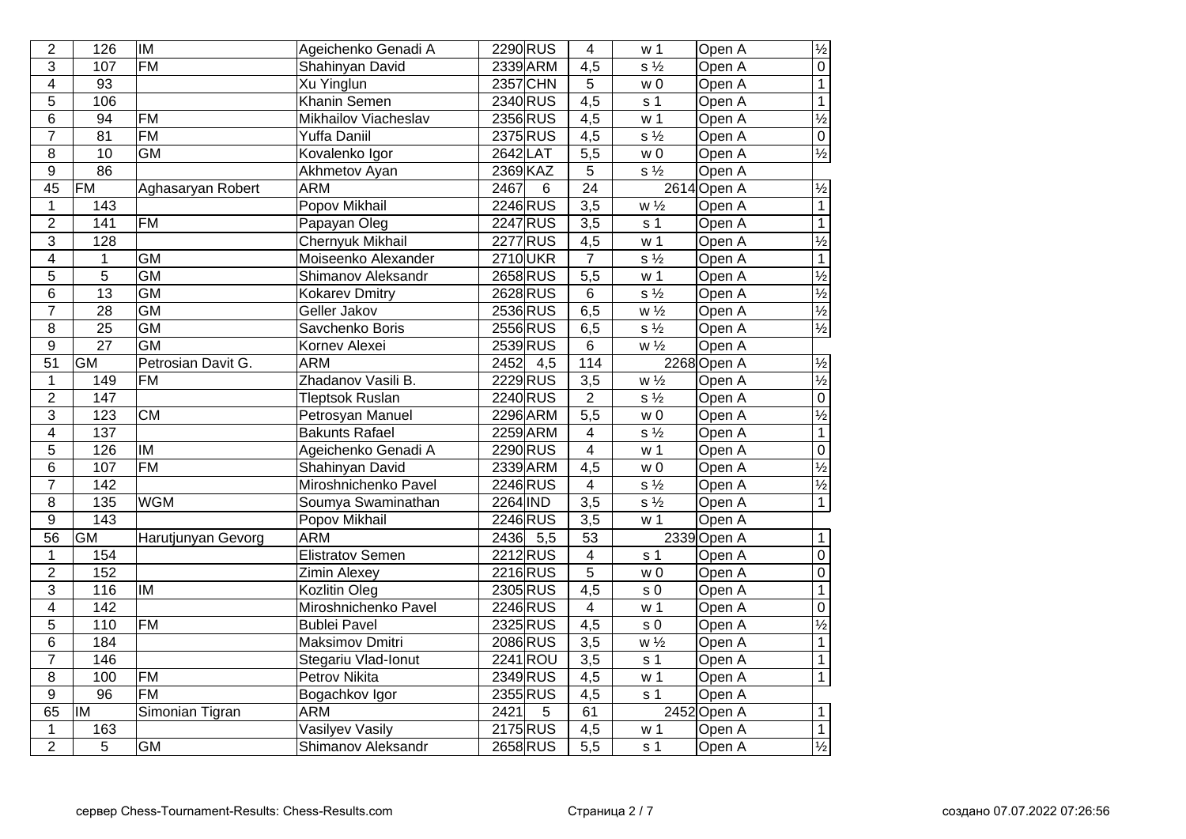| | | | | | | | | | |
|---|---|---|---|---|---|---|---|---|---|
| 2 | 126 | IM | Ageichenko Genadi A | 2290 | RUS | 4 | w 1 | Open A | ½ |
| 3 | 107 | FM | Shahinyan David | 2339 | ARM | 4,5 | s ½ | Open A | 0 |
| 4 | 93 | | Xu Yinglun | 2357 | CHN | 5 | w 0 | Open A | 1 |
| 5 | 106 | | Khanin Semen | 2340 | RUS | 4,5 | s 1 | Open A | 1 |
| 6 | 94 | FM | Mikhailov Viacheslav | 2356 | RUS | 4,5 | w 1 | Open A | ½ |
| 7 | 81 | FM | Yuffa Daniil | 2375 | RUS | 4,5 | s ½ | Open A | 0 |
| 8 | 10 | GM | Kovalenko Igor | 2642 | LAT | 5,5 | w 0 | Open A | ½ |
| 9 | 86 | | Akhmetov Ayan | 2369 | KAZ | 5 | s ½ | Open A | |
| 45 | FM | Aghasaryan Robert | ARM | 2467 | 6 | 24 | 2614 | Open A | ½ |
| 1 | 143 | | Popov Mikhail | 2246 | RUS | 3,5 | w ½ | Open A | 1 |
| 2 | 141 | FM | Papayan Oleg | 2247 | RUS | 3,5 | s 1 | Open A | 1 |
| 3 | 128 | | Chernyuk Mikhail | 2277 | RUS | 4,5 | w 1 | Open A | ½ |
| 4 | 1 | GM | Moiseenko Alexander | 2710 | UKR | 7 | s ½ | Open A | 1 |
| 5 | 5 | GM | Shimanov Aleksandr | 2658 | RUS | 5,5 | w 1 | Open A | ½ |
| 6 | 13 | GM | Kokarev Dmitry | 2628 | RUS | 6 | s ½ | Open A | ½ |
| 7 | 28 | GM | Geller Jakov | 2536 | RUS | 6,5 | w ½ | Open A | ½ |
| 8 | 25 | GM | Savchenko Boris | 2556 | RUS | 6,5 | s ½ | Open A | ½ |
| 9 | 27 | GM | Kornev Alexei | 2539 | RUS | 6 | w ½ | Open A | |
| 51 | GM | Petrosian Davit G. | ARM | 2452 | 4,5 | 114 | 2268 | Open A | ½ |
| 1 | 149 | FM | Zhdanov Vasili B. | 2229 | RUS | 3,5 | w ½ | Open A | ½ |
| 2 | 147 | | Tleptsok Ruslan | 2240 | RUS | 2 | s ½ | Open A | 0 |
| 3 | 123 | CM | Petrosyan Manuel | 2296 | ARM | 5,5 | w 0 | Open A | ½ |
| 4 | 137 | | Bakunts Rafael | 2259 | ARM | 4 | s ½ | Open A | 1 |
| 5 | 126 | IM | Ageichenko Genadi A | 2290 | RUS | 4 | w 1 | Open A | 0 |
| 6 | 107 | FM | Shahinyan David | 2339 | ARM | 4,5 | w 0 | Open A | ½ |
| 7 | 142 | | Miroshnichenko Pavel | 2246 | RUS | 4 | s ½ | Open A | ½ |
| 8 | 135 | WGM | Soumya Swaminathan | 2264 | IND | 3,5 | s ½ | Open A | 1 |
| 9 | 143 | | Popov Mikhail | 2246 | RUS | 3,5 | w 1 | Open A | |
| 56 | GM | Harutjunyan Gevorg | ARM | 2436 | 5,5 | 53 | 2339 | Open A | 1 |
| 1 | 154 | | Elistratov Semen | 2212 | RUS | 4 | s 1 | Open A | 0 |
| 2 | 152 | | Zimin Alexey | 2216 | RUS | 5 | w 0 | Open A | 0 |
| 3 | 116 | IM | Kozlitin Oleg | 2305 | RUS | 4,5 | s 0 | Open A | 1 |
| 4 | 142 | | Miroshnichenko Pavel | 2246 | RUS | 4 | w 1 | Open A | 0 |
| 5 | 110 | FM | Bublei Pavel | 2325 | RUS | 4,5 | s 0 | Open A | ½ |
| 6 | 184 | | Maksimov Dmitri | 2086 | RUS | 3,5 | w ½ | Open A | 1 |
| 7 | 146 | | Stegariu Vlad-Ionut | 2241 | ROU | 3,5 | s 1 | Open A | 1 |
| 8 | 100 | FM | Petrov Nikita | 2349 | RUS | 4,5 | w 1 | Open A | 1 |
| 9 | 96 | FM | Bogachkov Igor | 2355 | RUS | 4,5 | s 1 | Open A | |
| 65 | IM | Simonian Tigran | ARM | 2421 | 5 | 61 | 2452 | Open A | 1 |
| 1 | 163 | | Vasilyev Vasily | 2175 | RUS | 4,5 | w 1 | Open A | 1 |
| 2 | 5 | GM | Shimanov Aleksandr | 2658 | RUS | 5,5 | s 1 | Open A | ½ |

сервер Chess-Tournament-Results: Chess-Results.com

создано 07.07.2022 07:26:56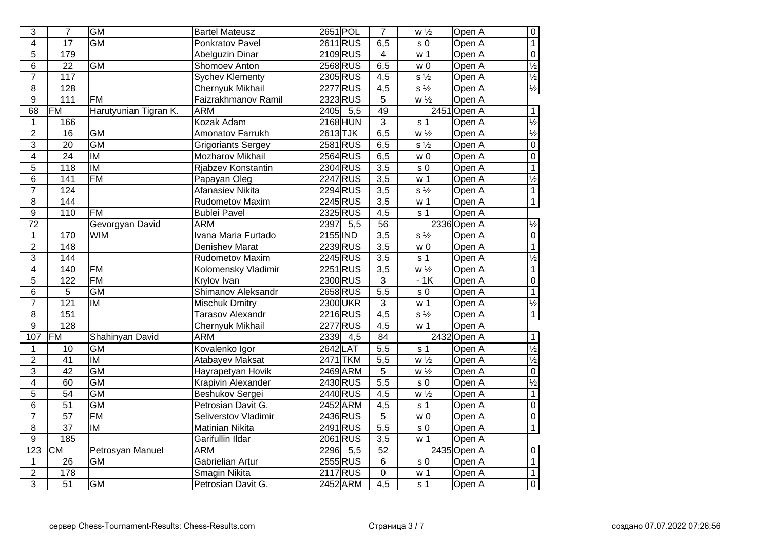| | | | | | | | | | |
|---|---|---|---|---|---|---|---|---|---|
| 3 | 7 | GM | Bartel Mateusz | 2651 | POL | 7 | w ½ | Open A | 0 |
| 4 | 17 | GM | Ponkratov Pavel | 2611 | RUS | 6,5 | s 0 | Open A | 1 |
| 5 | 179 | | Abelguzin Dinar | 2109 | RUS | 4 | w 1 | Open A | 0 |
| 6 | 22 | GM | Shomoev Anton | 2568 | RUS | 6,5 | w 0 | Open A | ½ |
| 7 | 117 | | Sychev Klementy | 2305 | RUS | 4,5 | s ½ | Open A | ½ |
| 8 | 128 | | Chernyuk Mikhail | 2277 | RUS | 4,5 | s ½ | Open A | ½ |
| 9 | 111 | FM | Faizrakhmanov Ramil | 2323 | RUS | 5 | w ½ | Open A | |
| 68 | FM | Harutyunian Tigran K. | ARM | 2405 | 5,5 | 49 | 2451 | Open A | 1 |
| 1 | 166 | | Kozak Adam | 2168 | HUN | 3 | s 1 | Open A | ½ |
| 2 | 16 | GM | Amonatov Farrukh | 2613 | TJK | 6,5 | w ½ | Open A | ½ |
| 3 | 20 | GM | Grigoriants Sergey | 2581 | RUS | 6,5 | s ½ | Open A | 0 |
| 4 | 24 | IM | Mozharov Mikhail | 2564 | RUS | 6,5 | w 0 | Open A | 0 |
| 5 | 118 | IM | Rjabzev Konstantin | 2304 | RUS | 3,5 | s 0 | Open A | 1 |
| 6 | 141 | FM | Papayan Oleg | 2247 | RUS | 3,5 | w 1 | Open A | ½ |
| 7 | 124 | | Afanasiev Nikita | 2294 | RUS | 3,5 | s ½ | Open A | 1 |
| 8 | 144 | | Rudometov Maxim | 2245 | RUS | 3,5 | w 1 | Open A | 1 |
| 9 | 110 | FM | Bublei Pavel | 2325 | RUS | 4,5 | s 1 | Open A | |
| 72 | | Gevorgyan David | ARM | 2397 | 5,5 | 56 | 2336 | Open A | ½ |
| 1 | 170 | WIM | Ivana Maria Furtado | 2155 | IND | 3,5 | s ½ | Open A | 0 |
| 2 | 148 | | Denishev Marat | 2239 | RUS | 3,5 | w 0 | Open A | 1 |
| 3 | 144 | | Rudometov Maxim | 2245 | RUS | 3,5 | s 1 | Open A | ½ |
| 4 | 140 | FM | Kolomensky Vladimir | 2251 | RUS | 3,5 | w ½ | Open A | 1 |
| 5 | 122 | FM | Krylov Ivan | 2300 | RUS | 3 | - 1K | Open A | 0 |
| 6 | 5 | GM | Shimanov Aleksandr | 2658 | RUS | 5,5 | s 0 | Open A | 1 |
| 7 | 121 | IM | Mischuk Dmitry | 2300 | UKR | 3 | w 1 | Open A | ½ |
| 8 | 151 | | Tarasov Alexandr | 2216 | RUS | 4,5 | s ½ | Open A | 1 |
| 9 | 128 | | Chernyuk Mikhail | 2277 | RUS | 4,5 | w 1 | Open A | |
| 107 | FM | Shahinyan David | ARM | 2339 | 4,5 | 84 | 2432 | Open A | 1 |
| 1 | 10 | GM | Kovalenko Igor | 2642 | LAT | 5,5 | s 1 | Open A | ½ |
| 2 | 41 | IM | Atabayev Maksat | 2471 | TKM | 5,5 | w ½ | Open A | ½ |
| 3 | 42 | GM | Hayrapetyan Hovik | 2469 | ARM | 5 | w ½ | Open A | 0 |
| 4 | 60 | GM | Krapivin Alexander | 2430 | RUS | 5,5 | s 0 | Open A | ½ |
| 5 | 54 | GM | Beshukov Sergei | 2440 | RUS | 4,5 | w ½ | Open A | 1 |
| 6 | 51 | GM | Petrosian Davit G. | 2452 | ARM | 4,5 | s 1 | Open A | 0 |
| 7 | 57 | FM | Seliverstov Vladimir | 2436 | RUS | 5 | w 0 | Open A | 0 |
| 8 | 37 | IM | Matinian Nikita | 2491 | RUS | 5,5 | s 0 | Open A | 1 |
| 9 | 185 | | Garifullin Ildar | 2061 | RUS | 3,5 | w 1 | Open A | |
| 123 | CM | Petrosyan Manuel | ARM | 2296 | 5,5 | 52 | 2435 | Open A | 0 |
| 1 | 26 | GM | Gabrielian Artur | 2555 | RUS | 6 | s 0 | Open A | 1 |
| 2 | 178 | | Smagin Nikita | 2117 | RUS | 0 | w 1 | Open A | 1 |
| 3 | 51 | GM | Petrosian Davit G. | 2452 | ARM | 4,5 | s 1 | Open A | 0 |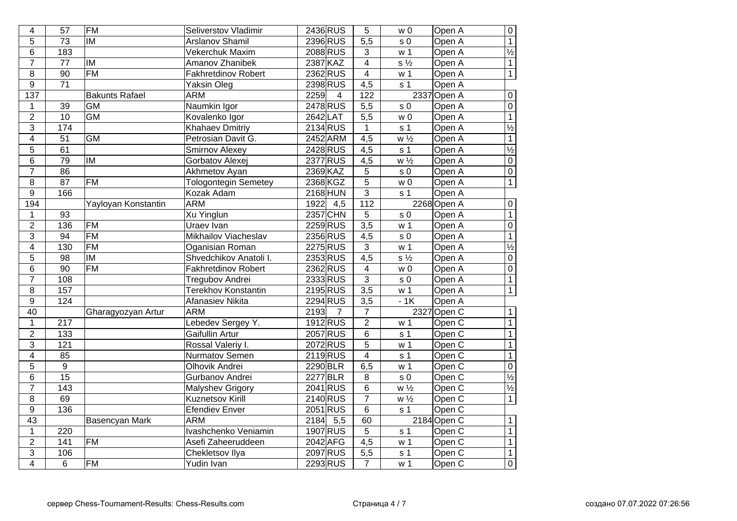| | | | | | | | | | |
|---|---|---|---|---|---|---|---|---|---|
| 4 | 57 | FM | Seliverstov Vladimir | 2436 | RUS | 5 | w 0 | Open A | 0 |
| 5 | 73 | IM | Arslanov Shamil | 2396 | RUS | 5,5 | s 0 | Open A | 1 |
| 6 | 183 | | Vekerchuk Maxim | 2088 | RUS | 3 | w 1 | Open A | ½ |
| 7 | 77 | IM | Amanov Zhanibek | 2387 | KAZ | 4 | s ½ | Open A | 1 |
| 8 | 90 | FM | Fakhretdinov Robert | 2362 | RUS | 4 | w 1 | Open A | 1 |
| 9 | 71 | | Yaksin Oleg | 2398 | RUS | 4,5 | s 1 | Open A | |
| 137 | | Bakunts Rafael | ARM | 2259 | 4 | 122 | 2337 | Open A | 0 |
| 1 | 39 | GM | Naumkin Igor | 2478 | RUS | 5,5 | s 0 | Open A | 0 |
| 2 | 10 | GM | Kovalenko Igor | 2642 | LAT | 5,5 | w 0 | Open A | 1 |
| 3 | 174 | | Khahaev Dmitriy | 2134 | RUS | 1 | s 1 | Open A | ½ |
| 4 | 51 | GM | Petrosian Davit G. | 2452 | ARM | 4,5 | w ½ | Open A | 1 |
| 5 | 61 | | Smirnov Alexey | 2428 | RUS | 4,5 | s 1 | Open A | ½ |
| 6 | 79 | IM | Gorbatov Alexej | 2377 | RUS | 4,5 | w ½ | Open A | 0 |
| 7 | 86 | | Akhmetov Ayan | 2369 | KAZ | 5 | s 0 | Open A | 0 |
| 8 | 87 | FM | Tologontegin Semetey | 2368 | KGZ | 5 | w 0 | Open A | 1 |
| 9 | 166 | | Kozak Adam | 2168 | HUN | 3 | s 1 | Open A | |
| 194 | | Yayloyan Konstantin | ARM | 1922 | 4,5 | 112 | 2268 | Open A | 0 |
| 1 | 93 | | Xu Yinglun | 2357 | CHN | 5 | s 0 | Open A | 1 |
| 2 | 136 | FM | Uraev Ivan | 2259 | RUS | 3,5 | w 1 | Open A | 0 |
| 3 | 94 | FM | Mikhailov Viacheslav | 2356 | RUS | 4,5 | s 0 | Open A | 1 |
| 4 | 130 | FM | Oganisian Roman | 2275 | RUS | 3 | w 1 | Open A | ½ |
| 5 | 98 | IM | Shvedchikov Anatoli I. | 2353 | RUS | 4,5 | s ½ | Open A | 0 |
| 6 | 90 | FM | Fakhretdinov Robert | 2362 | RUS | 4 | w 0 | Open A | 0 |
| 7 | 108 | | Tregubov Andrei | 2333 | RUS | 3 | s 0 | Open A | 1 |
| 8 | 157 | | Terekhov Konstantin | 2195 | RUS | 3,5 | w 1 | Open A | 1 |
| 9 | 124 | | Afanasiev Nikita | 2294 | RUS | 3,5 | - 1K | Open A | |
| 40 | | Gharagyozyan Artur | ARM | 2193 | 7 | 7 | 2327 | Open C | 1 |
| 1 | 217 | | Lebedev Sergey Y. | 1912 | RUS | 2 | w 1 | Open C | 1 |
| 2 | 133 | | Gaifullin Artur | 2057 | RUS | 6 | s 1 | Open C | 1 |
| 3 | 121 | | Rossal Valeriy I. | 2072 | RUS | 5 | w 1 | Open C | 1 |
| 4 | 85 | | Nurmatov Semen | 2119 | RUS | 4 | s 1 | Open C | 1 |
| 5 | 9 | | Olhovik Andrei | 2290 | BLR | 6,5 | w 1 | Open C | 0 |
| 6 | 15 | | Gurbanov Andrei | 2277 | BLR | 8 | s 0 | Open C | ½ |
| 7 | 143 | | Malyshev Grigory | 2041 | RUS | 6 | w ½ | Open C | ½ |
| 8 | 69 | | Kuznetsov Kirill | 2140 | RUS | 7 | w ½ | Open C | 1 |
| 9 | 136 | | Efendiev Enver | 2051 | RUS | 6 | s 1 | Open C | |
| 43 | | Basencyan Mark | ARM | 2184 | 5,5 | 60 | 2184 | Open C | 1 |
| 1 | 220 | | Ivashchenko Veniamin | 1907 | RUS | 5 | s 1 | Open C | 1 |
| 2 | 141 | FM | Asefi Zaheeruddeen | 2042 | AFG | 4,5 | w 1 | Open C | 1 |
| 3 | 106 | | Chekletsov Ilya | 2097 | RUS | 5,5 | s 1 | Open C | 1 |
| 4 | 6 | FM | Yudin Ivan | 2293 | RUS | 7 | w 1 | Open C | 0 |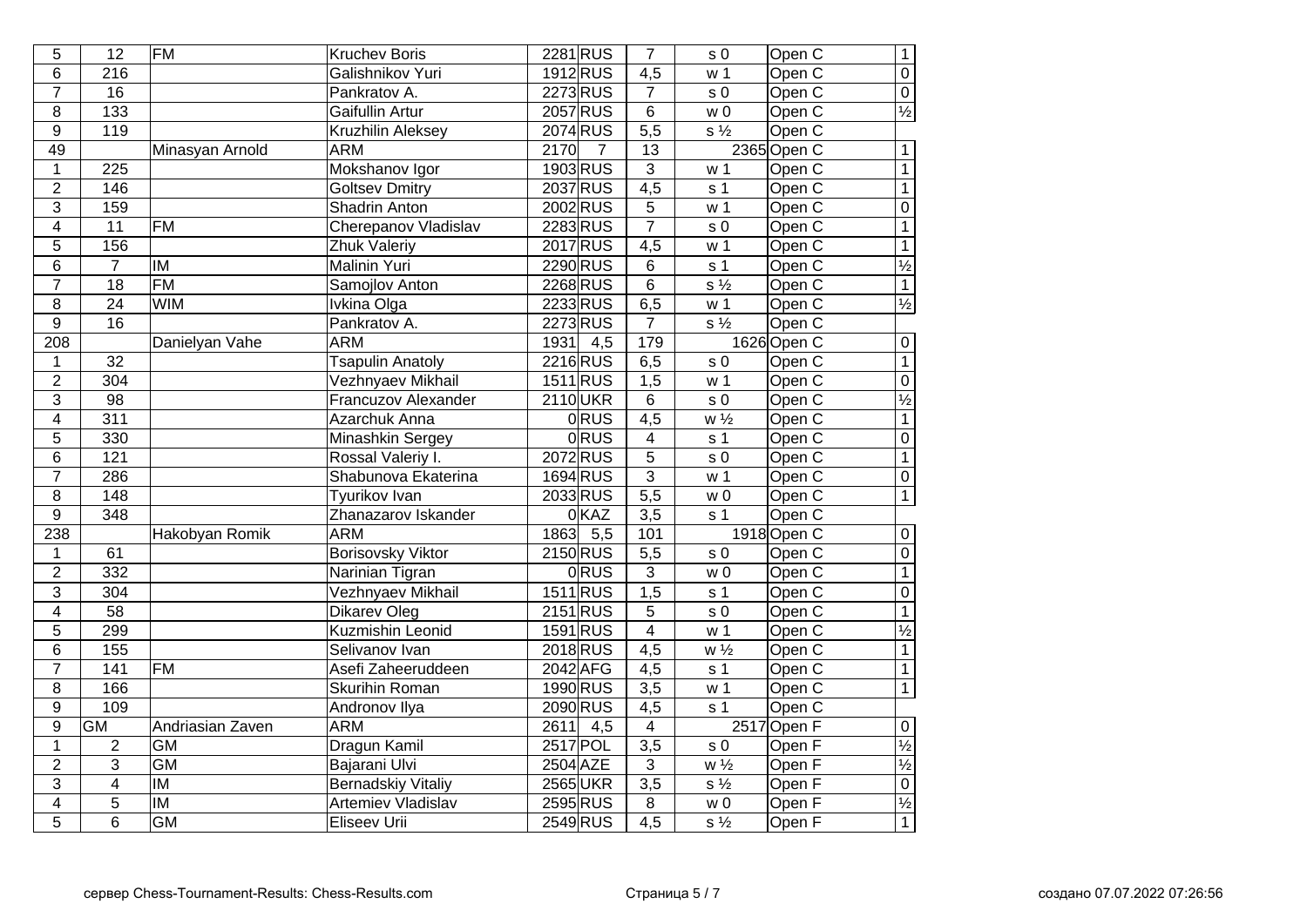| | | | | | | | | | |
|---|---|---|---|---|---|---|---|---|---|
| 5 | 12 | FM | Kruchev Boris | 2281 | RUS | 7 | s 0 | Open C | 1 |
| 6 | 216 | | Galishnikov Yuri | 1912 | RUS | 4,5 | w 1 | Open C | 0 |
| 7 | 16 | | Pankratov A. | 2273 | RUS | 7 | s 0 | Open C | 0 |
| 8 | 133 | | Gaifullin Artur | 2057 | RUS | 6 | w 0 | Open C | ½ |
| 9 | 119 | | Kruzhilin Aleksey | 2074 | RUS | 5,5 | s ½ | Open C | |
| 49 | | Minasyan Arnold | ARM | 2170 | 7 | 13 | 2365 | Open C | 1 |
| 1 | 225 | | Mokshanov Igor | 1903 | RUS | 3 | w 1 | Open C | 1 |
| 2 | 146 | | Goltsev Dmitry | 2037 | RUS | 4,5 | s 1 | Open C | 1 |
| 3 | 159 | | Shadrin Anton | 2002 | RUS | 5 | w 1 | Open C | 0 |
| 4 | 11 | FM | Cherepanov Vladislav | 2283 | RUS | 7 | s 0 | Open C | 1 |
| 5 | 156 | | Zhuk Valeriy | 2017 | RUS | 4,5 | w 1 | Open C | 1 |
| 6 | 7 | IM | Malinin Yuri | 2290 | RUS | 6 | s 1 | Open C | ½ |
| 7 | 18 | FM | Samojlov Anton | 2268 | RUS | 6 | s ½ | Open C | 1 |
| 8 | 24 | WIM | Ivkina Olga | 2233 | RUS | 6,5 | w 1 | Open C | ½ |
| 9 | 16 | | Pankratov A. | 2273 | RUS | 7 | s ½ | Open C | |
| 208 | | Danielyan Vahe | ARM | 1931 | 4,5 | 179 | 1626 | Open C | 0 |
| 1 | 32 | | Tsapulin Anatoly | 2216 | RUS | 6,5 | s 0 | Open C | 1 |
| 2 | 304 | | Vezhnyaev Mikhail | 1511 | RUS | 1,5 | w 1 | Open C | 0 |
| 3 | 98 | | Francuzov Alexander | 2110 | UKR | 6 | s 0 | Open C | ½ |
| 4 | 311 | | Azarchuk Anna | 0 | RUS | 4,5 | w ½ | Open C | 1 |
| 5 | 330 | | Minashkin Sergey | 0 | RUS | 4 | s 1 | Open C | 0 |
| 6 | 121 | | Rossal Valeriy I. | 2072 | RUS | 5 | s 0 | Open C | 1 |
| 7 | 286 | | Shabunova Ekaterina | 1694 | RUS | 3 | w 1 | Open C | 0 |
| 8 | 148 | | Tyurikov Ivan | 2033 | RUS | 5,5 | w 0 | Open C | 1 |
| 9 | 348 | | Zhanazarov Iskander | 0 | KAZ | 3,5 | s 1 | Open C | |
| 238 | | Hakobyan Romik | ARM | 1863 | 5,5 | 101 | 1918 | Open C | 0 |
| 1 | 61 | | Borisovsky Viktor | 2150 | RUS | 5,5 | s 0 | Open C | 0 |
| 2 | 332 | | Narinian Tigran | 0 | RUS | 3 | w 0 | Open C | 1 |
| 3 | 304 | | Vezhnyaev Mikhail | 1511 | RUS | 1,5 | s 1 | Open C | 0 |
| 4 | 58 | | Dikarev Oleg | 2151 | RUS | 5 | s 0 | Open C | 1 |
| 5 | 299 | | Kuzmishin Leonid | 1591 | RUS | 4 | w 1 | Open C | ½ |
| 6 | 155 | | Selivanov Ivan | 2018 | RUS | 4,5 | w ½ | Open C | 1 |
| 7 | 141 | FM | Asefi Zaheeruddeen | 2042 | AFG | 4,5 | s 1 | Open C | 1 |
| 8 | 166 | | Skurihin Roman | 1990 | RUS | 3,5 | w 1 | Open C | 1 |
| 9 | 109 | | Andronov Ilya | 2090 | RUS | 4,5 | s 1 | Open C | |
| 9 | GM | Andriasian Zaven | ARM | 2611 | 4,5 | 4 | 2517 | Open F | 0 |
| 1 | 2 | GM | Dragun Kamil | 2517 | POL | 3,5 | s 0 | Open F | ½ |
| 2 | 3 | GM | Bajarani Ulvi | 2504 | AZE | 3 | w ½ | Open F | ½ |
| 3 | 4 | IM | Bernadskiy Vitaliy | 2565 | UKR | 3,5 | s ½ | Open F | 0 |
| 4 | 5 | IM | Artemiev Vladislav | 2595 | RUS | 8 | w 0 | Open F | ½ |
| 5 | 6 | GM | Eliseev Urii | 2549 | RUS | 4,5 | s ½ | Open F | 1 |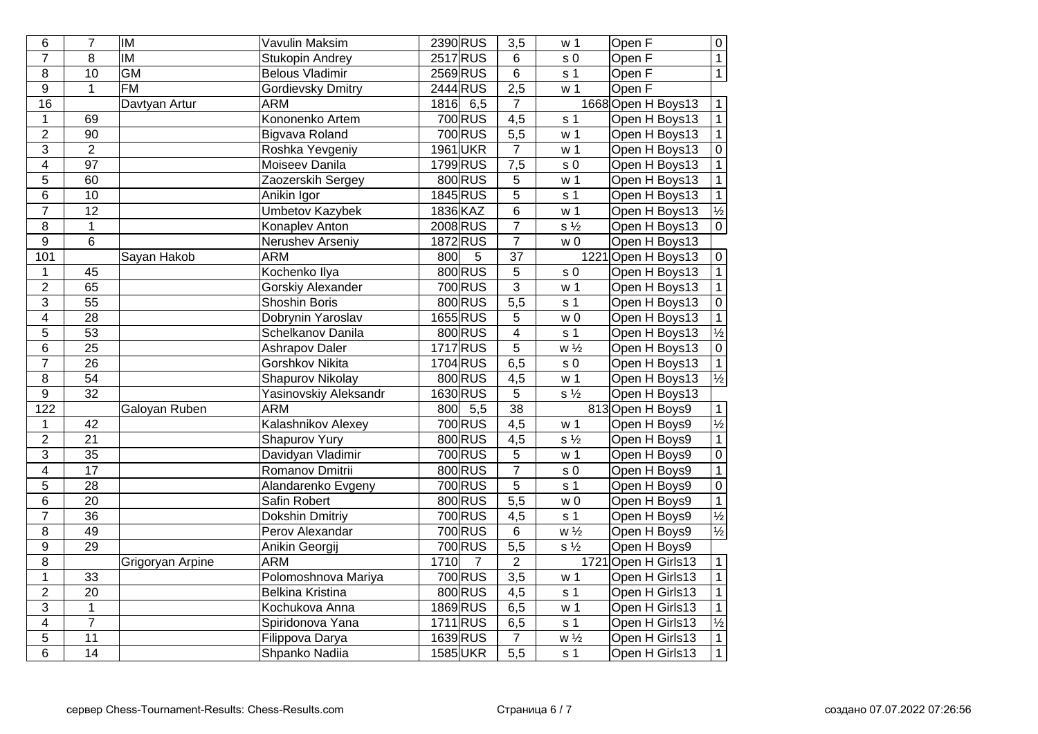| | | | | | | | | | |
|---|---|---|---|---|---|---|---|---|---|
| 6 | 7 | IM | Vavulin Maksim | 2390 | RUS | 3,5 | w 1 | Open F | 0 |
| 7 | 8 | IM | Stukopin Andrey | 2517 | RUS | 6 | s 0 | Open F | 1 |
| 8 | 10 | GM | Belous Vladimir | 2569 | RUS | 6 | s 1 | Open F | 1 |
| 9 | 1 | FM | Gordievsky Dmitry | 2444 | RUS | 2,5 | w 1 | Open F | |
| 16 | | Davtyan Artur | ARM | 1816 | 6,5 | 7 | 1668 | Open H Boys13 | 1 |
| 1 | 69 | | Kononenko Artem | 700 | RUS | 4,5 | s 1 | Open H Boys13 | 1 |
| 2 | 90 | | Bigvava Roland | 700 | RUS | 5,5 | w 1 | Open H Boys13 | 1 |
| 3 | 2 | | Roshka Yevgeniy | 1961 | UKR | 7 | w 1 | Open H Boys13 | 0 |
| 4 | 97 | | Moiseev Danila | 1799 | RUS | 7,5 | s 0 | Open H Boys13 | 1 |
| 5 | 60 | | Zaozerskih Sergey | 800 | RUS | 5 | w 1 | Open H Boys13 | 1 |
| 6 | 10 | | Anikin Igor | 1845 | RUS | 5 | s 1 | Open H Boys13 | 1 |
| 7 | 12 | | Umbetov Kazybek | 1836 | KAZ | 6 | w 1 | Open H Boys13 | ½ |
| 8 | 1 | | Konaplev Anton | 2008 | RUS | 7 | s ½ | Open H Boys13 | 0 |
| 9 | 6 | | Nerushev Arseniy | 1872 | RUS | 7 | w 0 | Open H Boys13 | |
| 101 | | Sayan Hakob | ARM | 800 | 5 | 37 | 1221 | Open H Boys13 | 0 |
| 1 | 45 | | Kochenko Ilya | 800 | RUS | 5 | s 0 | Open H Boys13 | 1 |
| 2 | 65 | | Gorskiy Alexander | 700 | RUS | 3 | w 1 | Open H Boys13 | 1 |
| 3 | 55 | | Shoshin Boris | 800 | RUS | 5,5 | s 1 | Open H Boys13 | 0 |
| 4 | 28 | | Dobrynin Yaroslav | 1655 | RUS | 5 | w 0 | Open H Boys13 | 1 |
| 5 | 53 | | Schelkanov Danila | 800 | RUS | 4 | s 1 | Open H Boys13 | ½ |
| 6 | 25 | | Ashrapov Daler | 1717 | RUS | 5 | w ½ | Open H Boys13 | 0 |
| 7 | 26 | | Gorshkov Nikita | 1704 | RUS | 6,5 | s 0 | Open H Boys13 | 1 |
| 8 | 54 | | Shapurov Nikolay | 800 | RUS | 4,5 | w 1 | Open H Boys13 | ½ |
| 9 | 32 | | Yasinovskiy Aleksandr | 1630 | RUS | 5 | s ½ | Open H Boys13 | |
| 122 | | Galoyan Ruben | ARM | 800 | 5,5 | 38 | 813 | Open H Boys9 | 1 |
| 1 | 42 | | Kalashnikov Alexey | 700 | RUS | 4,5 | w 1 | Open H Boys9 | ½ |
| 2 | 21 | | Shapurov Yury | 800 | RUS | 4,5 | s ½ | Open H Boys9 | 1 |
| 3 | 35 | | Davidyan Vladimir | 700 | RUS | 5 | w 1 | Open H Boys9 | 0 |
| 4 | 17 | | Romanov Dmitrii | 800 | RUS | 7 | s 0 | Open H Boys9 | 1 |
| 5 | 28 | | Alandarenko Evgeny | 700 | RUS | 5 | s 1 | Open H Boys9 | 0 |
| 6 | 20 | | Safin Robert | 800 | RUS | 5,5 | w 0 | Open H Boys9 | 1 |
| 7 | 36 | | Dokshin Dmitriy | 700 | RUS | 4,5 | s 1 | Open H Boys9 | ½ |
| 8 | 49 | | Perov Alexandar | 700 | RUS | 6 | w ½ | Open H Boys9 | ½ |
| 9 | 29 | | Anikin Georgij | 700 | RUS | 5,5 | s ½ | Open H Boys9 | |
| 8 | | Grigoryan Arpine | ARM | 1710 | 7 | 2 | 1721 | Open H Girls13 | 1 |
| 1 | 33 | | Polomoshnova Mariya | 700 | RUS | 3,5 | w 1 | Open H Girls13 | 1 |
| 2 | 20 | | Belkina Kristina | 800 | RUS | 4,5 | s 1 | Open H Girls13 | 1 |
| 3 | 1 | | Kochukova Anna | 1869 | RUS | 6,5 | w 1 | Open H Girls13 | 1 |
| 4 | 7 | | Spiridonova Yana | 1711 | RUS | 6,5 | s 1 | Open H Girls13 | ½ |
| 5 | 11 | | Filippova Darya | 1639 | RUS | 7 | w ½ | Open H Girls13 | 1 |
| 6 | 14 | | Shpanko Nadiia | 1585 | UKR | 5,5 | s 1 | Open H Girls13 | 1 |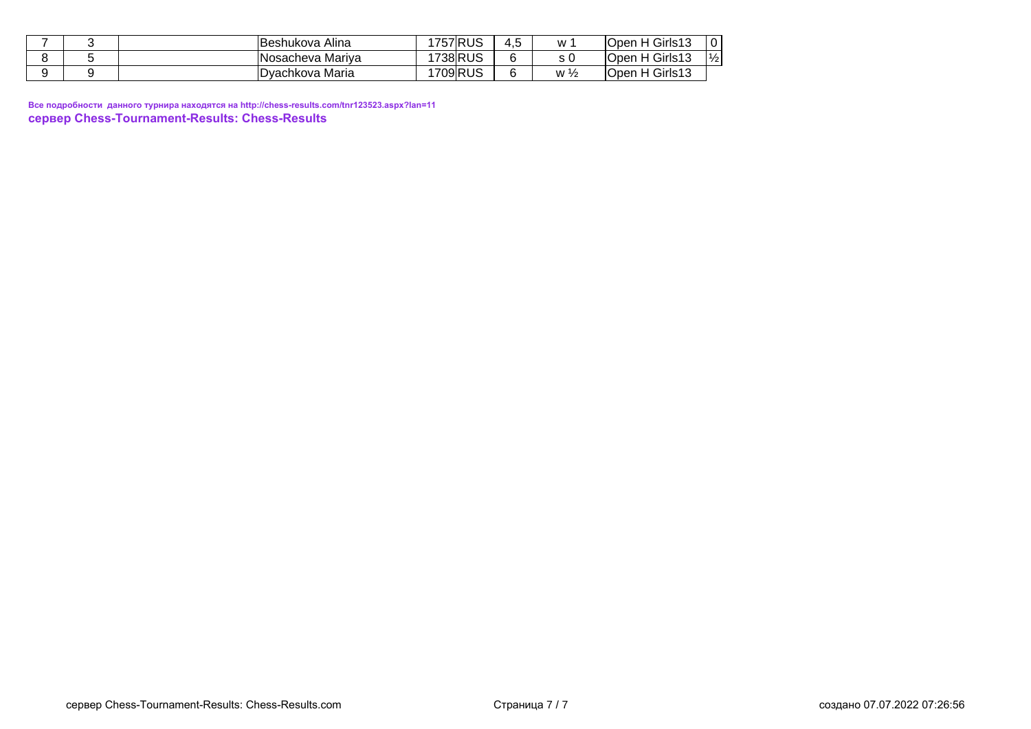| | | | | | | | | | |
|---|---|---|---|---|---|---|---|---|---|
| 7 | 3 | | Beshukova Alina | 1757 | RUS | 4,5 | w 1 | Open H Girls13 | 0 |
| 8 | 5 | | Nosacheva Mariya | 1738 | RUS | 6 | s 0 | Open H Girls13 | ½ |
| 9 | 9 | | Dyachkova Maria | 1709 | RUS | 6 | w ½ | Open H Girls13 | |

**Все подробности данного турнира находятся на http://chess-results.com/tnr123523.aspx?lan=11**
**сервер Chess-Tournament-Results: Chess-Results**